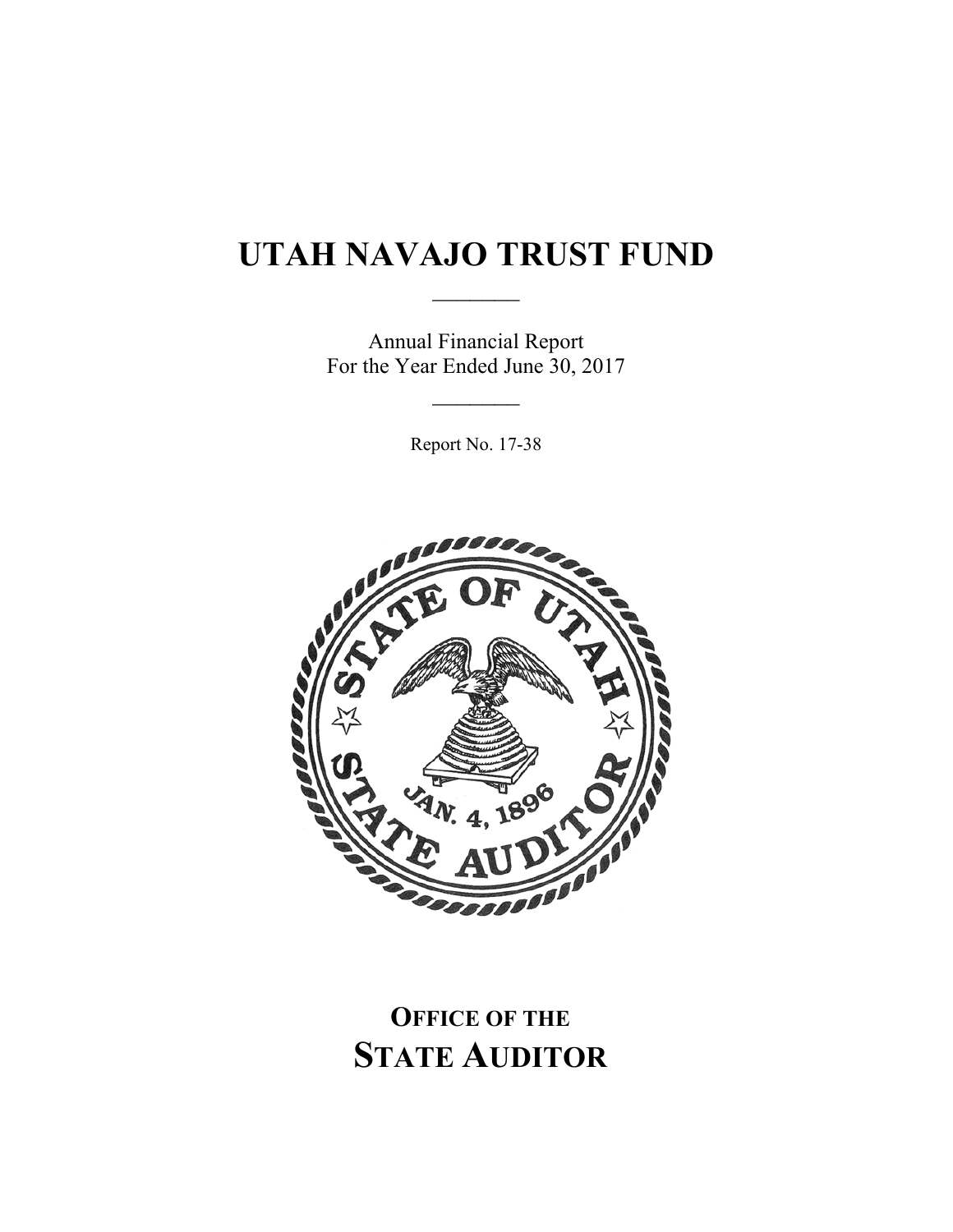# UTAH NAVAJO TRUST FUND

Annual Financial Report
For the Year Ended June 30, 2017

Report No. 17-38

## OFFICE OF THE STATE AUDITOR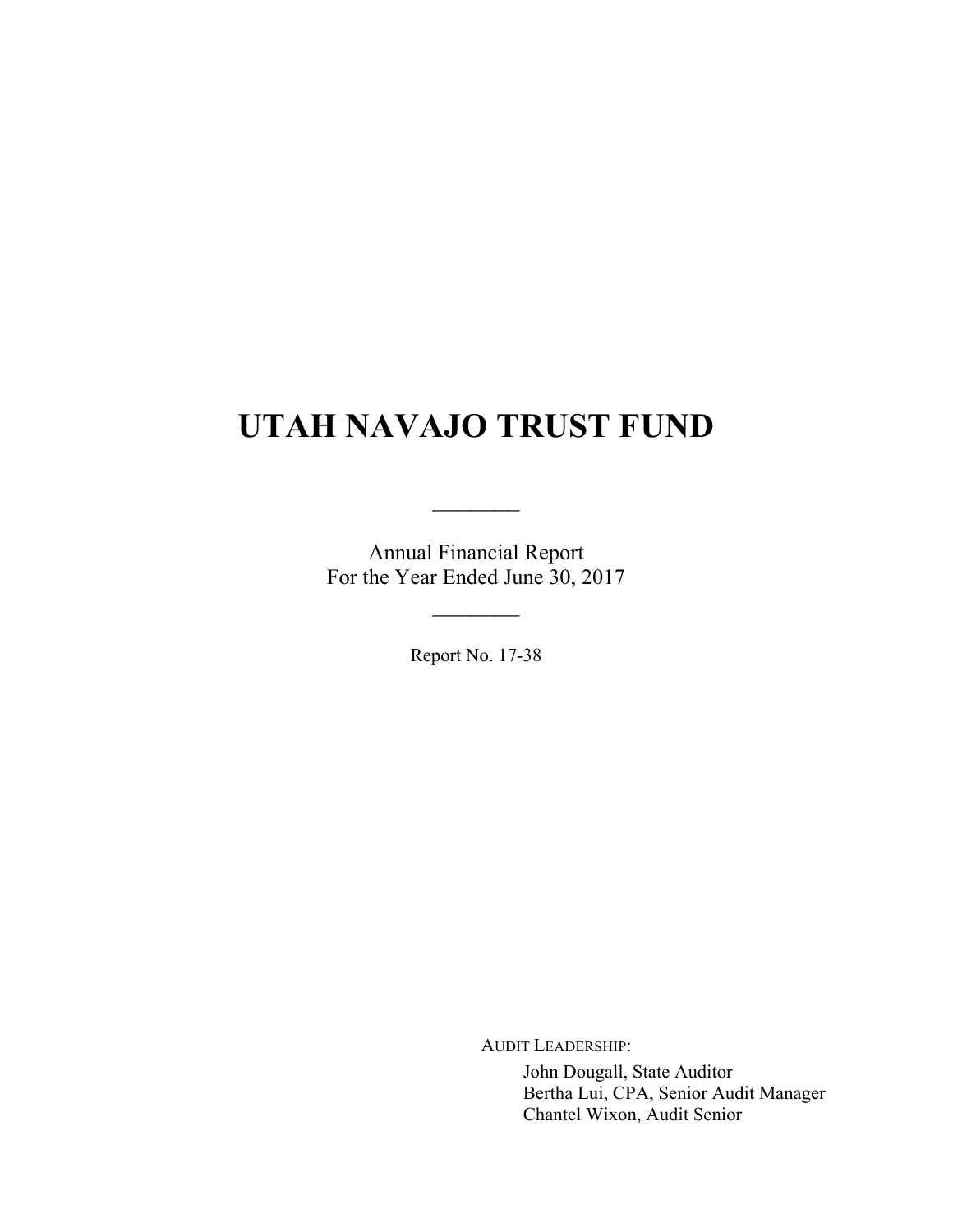# UTAH NAVAJO TRUST FUND

---

Annual Financial Report
For the Year Ended June 30, 2017

---

Report No. 17-38

AUDIT LEADERSHIP:

John Dougall, State Auditor
Bertha Lui, CPA, Senior Audit Manager
Chantel Wixon, Audit Senior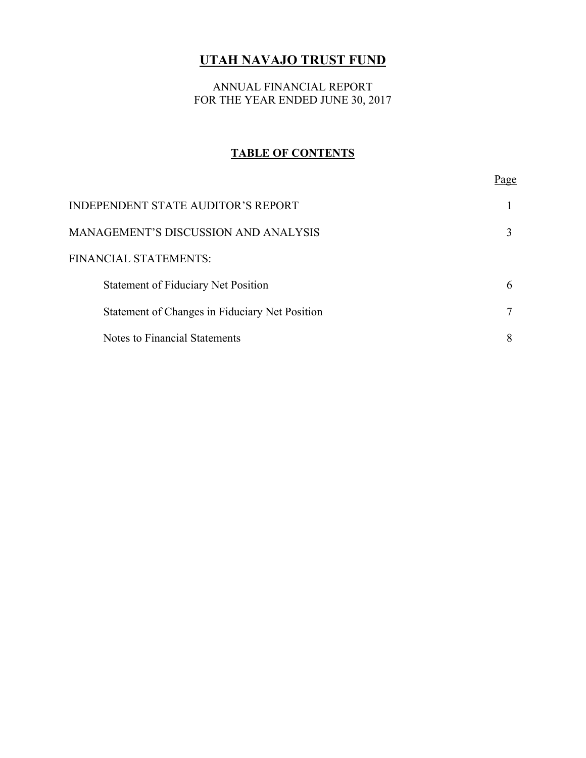# UTAH NAVAJO TRUST FUND

ANNUAL FINANCIAL REPORT
FOR THE YEAR ENDED JUNE 30, 2017

## TABLE OF CONTENTS

| | Page |
|---|---|
| INDEPENDENT STATE AUDITOR'S REPORT | 1 |
| MANAGEMENT'S DISCUSSION AND ANALYSIS | 3 |
| FINANCIAL STATEMENTS: | |
| Statement of Fiduciary Net Position | 6 |
| Statement of Changes in Fiduciary Net Position | 7 |
| Notes to Financial Statements | 8 |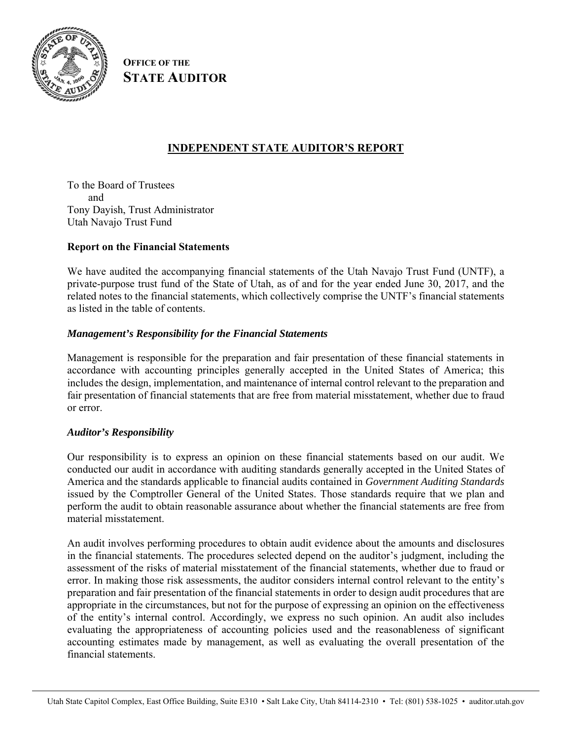**OFFICE OF THE STATE AUDITOR**

# INDEPENDENT STATE AUDITOR'S REPORT

To the Board of Trustees
and
Tony Dayish, Trust Administrator
Utah Navajo Trust Fund

**Report on the Financial Statements**

We have audited the accompanying financial statements of the Utah Navajo Trust Fund (UNTF), a private-purpose trust fund of the State of Utah, as of and for the year ended June 30, 2017, and the related notes to the financial statements, which collectively comprise the UNTF's financial statements as listed in the table of contents.

***Management's Responsibility for the Financial Statements***

Management is responsible for the preparation and fair presentation of these financial statements in accordance with accounting principles generally accepted in the United States of America; this includes the design, implementation, and maintenance of internal control relevant to the preparation and fair presentation of financial statements that are free from material misstatement, whether due to fraud or error.

***Auditor's Responsibility***

Our responsibility is to express an opinion on these financial statements based on our audit. We conducted our audit in accordance with auditing standards generally accepted in the United States of America and the standards applicable to financial audits contained in *Government Auditing Standards* issued by the Comptroller General of the United States. Those standards require that we plan and perform the audit to obtain reasonable assurance about whether the financial statements are free from material misstatement.

An audit involves performing procedures to obtain audit evidence about the amounts and disclosures in the financial statements. The procedures selected depend on the auditor's judgment, including the assessment of the risks of material misstatement of the financial statements, whether due to fraud or error. In making those risk assessments, the auditor considers internal control relevant to the entity's preparation and fair presentation of the financial statements in order to design audit procedures that are appropriate in the circumstances, but not for the purpose of expressing an opinion on the effectiveness of the entity's internal control. Accordingly, we express no such opinion. An audit also includes evaluating the appropriateness of accounting policies used and the reasonableness of significant accounting estimates made by management, as well as evaluating the overall presentation of the financial statements.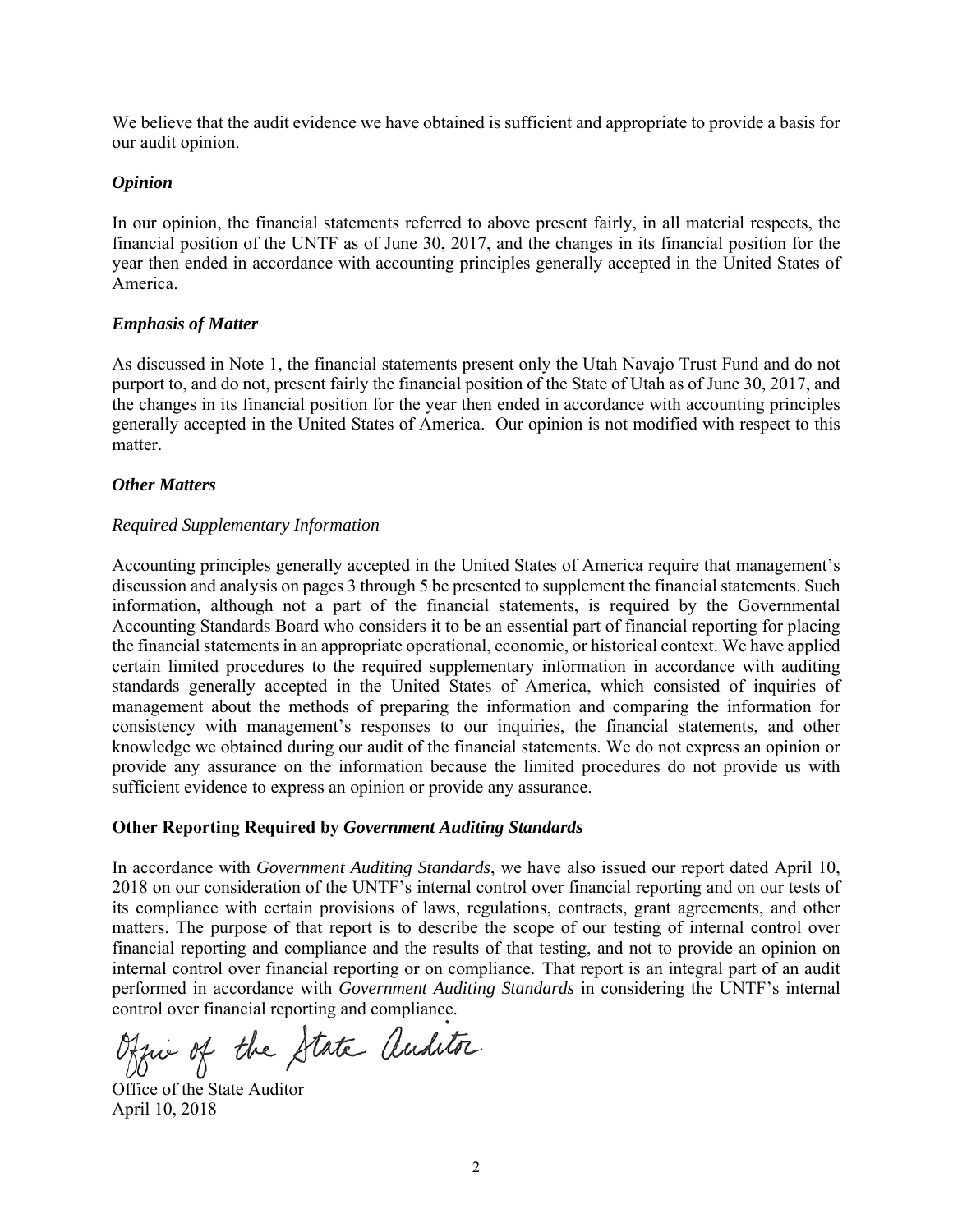We believe that the audit evidence we have obtained is sufficient and appropriate to provide a basis for our audit opinion.

### *Opinion*

In our opinion, the financial statements referred to above present fairly, in all material respects, the financial position of the UNTF as of June 30, 2017, and the changes in its financial position for the year then ended in accordance with accounting principles generally accepted in the United States of America.

### *Emphasis of Matter*

As discussed in Note 1, the financial statements present only the Utah Navajo Trust Fund and do not purport to, and do not, present fairly the financial position of the State of Utah as of June 30, 2017, and the changes in its financial position for the year then ended in accordance with accounting principles generally accepted in the United States of America. Our opinion is not modified with respect to this matter.

### *Other Matters*

*Required Supplementary Information*

Accounting principles generally accepted in the United States of America require that management's discussion and analysis on pages 3 through 5 be presented to supplement the financial statements. Such information, although not a part of the financial statements, is required by the Governmental Accounting Standards Board who considers it to be an essential part of financial reporting for placing the financial statements in an appropriate operational, economic, or historical context. We have applied certain limited procedures to the required supplementary information in accordance with auditing standards generally accepted in the United States of America, which consisted of inquiries of management about the methods of preparing the information and comparing the information for consistency with management's responses to our inquiries, the financial statements, and other knowledge we obtained during our audit of the financial statements. We do not express an opinion or provide any assurance on the information because the limited procedures do not provide us with sufficient evidence to express an opinion or provide any assurance.

### Other Reporting Required by *Government Auditing Standards*

In accordance with *Government Auditing Standards*, we have also issued our report dated April 10, 2018 on our consideration of the UNTF's internal control over financial reporting and on our tests of its compliance with certain provisions of laws, regulations, contracts, grant agreements, and other matters. The purpose of that report is to describe the scope of our testing of internal control over financial reporting and compliance and the results of that testing, and not to provide an opinion on internal control over financial reporting or on compliance. That report is an integral part of an audit performed in accordance with *Government Auditing Standards* in considering the UNTF's internal control over financial reporting and compliance.

Office of the State Auditor

Office of the State Auditor
April 10, 2018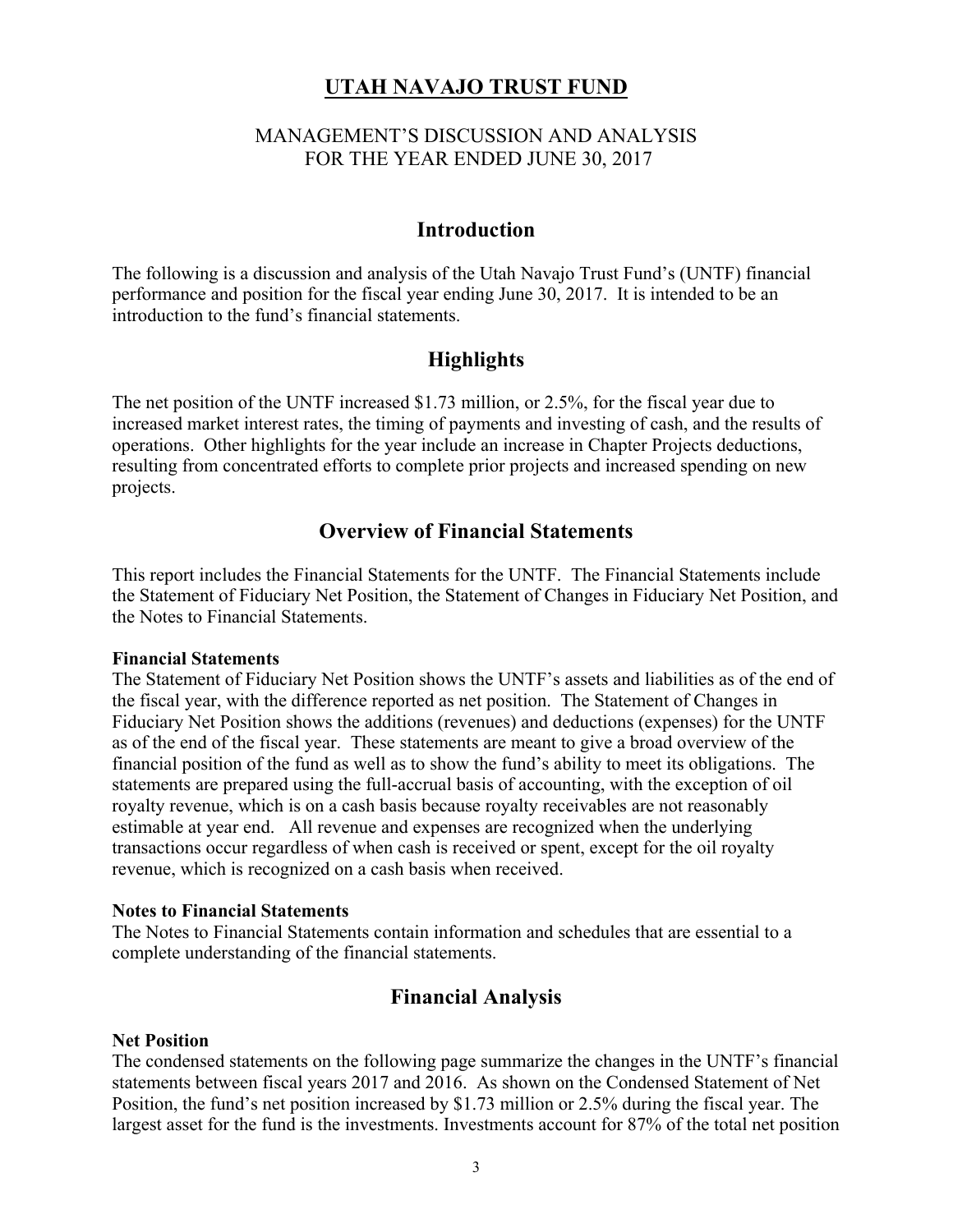# UTAH NAVAJO TRUST FUND

MANAGEMENT'S DISCUSSION AND ANALYSIS
FOR THE YEAR ENDED JUNE 30, 2017

## Introduction

The following is a discussion and analysis of the Utah Navajo Trust Fund's (UNTF) financial performance and position for the fiscal year ending June 30, 2017. It is intended to be an introduction to the fund's financial statements.

## Highlights

The net position of the UNTF increased $1.73 million, or 2.5%, for the fiscal year due to increased market interest rates, the timing of payments and investing of cash, and the results of operations. Other highlights for the year include an increase in Chapter Projects deductions, resulting from concentrated efforts to complete prior projects and increased spending on new projects.

## Overview of Financial Statements

This report includes the Financial Statements for the UNTF. The Financial Statements include the Statement of Fiduciary Net Position, the Statement of Changes in Fiduciary Net Position, and the Notes to Financial Statements.

**Financial Statements**
The Statement of Fiduciary Net Position shows the UNTF's assets and liabilities as of the end of the fiscal year, with the difference reported as net position. The Statement of Changes in Fiduciary Net Position shows the additions (revenues) and deductions (expenses) for the UNTF as of the end of the fiscal year. These statements are meant to give a broad overview of the financial position of the fund as well as to show the fund's ability to meet its obligations. The statements are prepared using the full-accrual basis of accounting, with the exception of oil royalty revenue, which is on a cash basis because royalty receivables are not reasonably estimable at year end. All revenue and expenses are recognized when the underlying transactions occur regardless of when cash is received or spent, except for the oil royalty revenue, which is recognized on a cash basis when received.

**Notes to Financial Statements**
The Notes to Financial Statements contain information and schedules that are essential to a complete understanding of the financial statements.

## Financial Analysis

**Net Position**
The condensed statements on the following page summarize the changes in the UNTF's financial statements between fiscal years 2017 and 2016. As shown on the Condensed Statement of Net Position, the fund's net position increased by $1.73 million or 2.5% during the fiscal year. The largest asset for the fund is the investments. Investments account for 87% of the total net position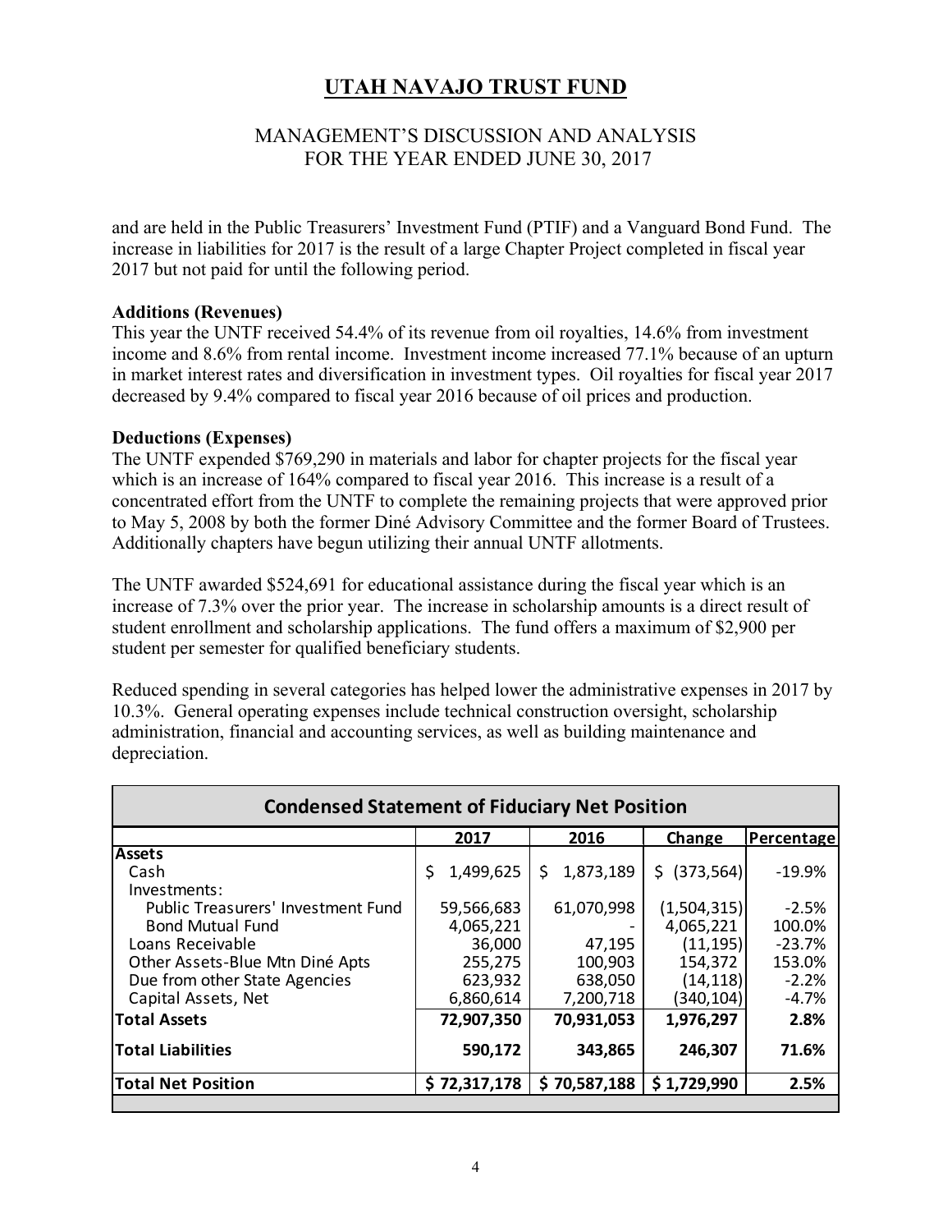and are held in the Public Treasurers' Investment Fund (PTIF) and a Vanguard Bond Fund. The increase in liabilities for 2017 is the result of a large Chapter Project completed in fiscal year 2017 but not paid for until the following period.

**Additions (Revenues)**

This year the UNTF received 54.4% of its revenue from oil royalties, 14.6% from investment income and 8.6% from rental income. Investment income increased 77.1% because of an upturn in market interest rates and diversification in investment types. Oil royalties for fiscal year 2017 decreased by 9.4% compared to fiscal year 2016 because of oil prices and production.

**Deductions (Expenses)**

The UNTF expended $769,290 in materials and labor for chapter projects for the fiscal year which is an increase of 164% compared to fiscal year 2016. This increase is a result of a concentrated effort from the UNTF to complete the remaining projects that were approved prior to May 5, 2008 by both the former Diné Advisory Committee and the former Board of Trustees. Additionally chapters have begun utilizing their annual UNTF allotments.

The UNTF awarded $524,691 for educational assistance during the fiscal year which is an increase of 7.3% over the prior year. The increase in scholarship amounts is a direct result of student enrollment and scholarship applications. The fund offers a maximum of $2,900 per student per semester for qualified beneficiary students.

Reduced spending in several categories has helped lower the administrative expenses in 2017 by 10.3%. General operating expenses include technical construction oversight, scholarship administration, financial and accounting services, as well as building maintenance and depreciation.

**Condensed Statement of Fiduciary Net Position**

| | 2017 | 2016 | Change | Percentage |
|---|---|---|---|---|
| **Assets** | | | | |
| Cash | $ 1,499,625 | $ 1,873,189 | $ (373,564) | -19.9% |
| Investments: | | | | |
| Public Treasurers' Investment Fund | 59,566,683 | 61,070,998 | (1,504,315) | -2.5% |
| Bond Mutual Fund | 4,065,221 | - | 4,065,221 | 100.0% |
| Loans Receivable | 36,000 | 47,195 | (11,195) | -23.7% |
| Other Assets-Blue Mtn Diné Apts | 255,275 | 100,903 | 154,372 | 153.0% |
| Due from other State Agencies | 623,932 | 638,050 | (14,118) | -2.2% |
| Capital Assets, Net | 6,860,614 | 7,200,718 | (340,104) | -4.7% |
| **Total Assets** | **72,907,350** | **70,931,053** | **1,976,297** | **2.8%** |
| **Total Liabilities** | **590,172** | **343,865** | **246,307** | **71.6%** |
| **Total Net Position** | **$ 72,317,178** | **$ 70,587,188** | **$ 1,729,990** | **2.5%** |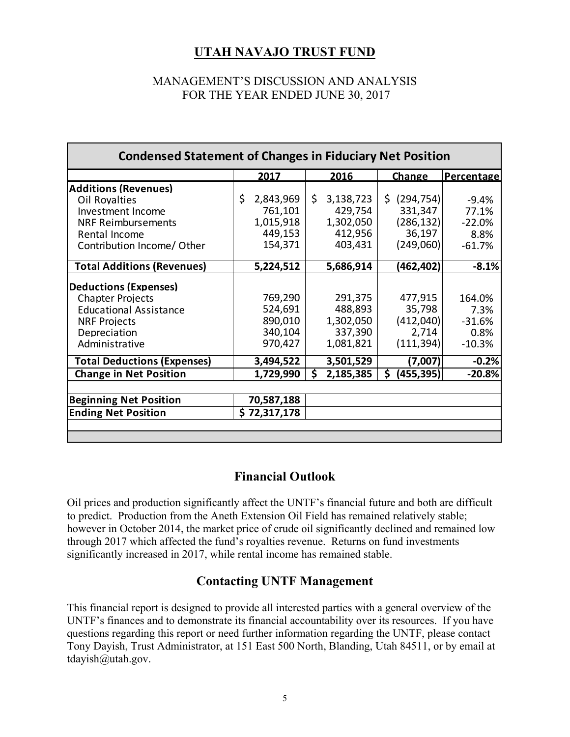# UTAH NAVAJO TRUST FUND

## MANAGEMENT'S DISCUSSION AND ANALYSIS
## FOR THE YEAR ENDED JUNE 30, 2017

| Condensed Statement of Changes in Fiduciary Net Position | | | | |
|---|---|---|---|---|
| | **2017** | **2016** | **Change** | **Percentage** |
| **Additions (Revenues)** | | | | |
| Oil Royalties | $ 2,843,969 | $ 3,138,723 | $ (294,754) | -9.4% |
| Investment Income | 761,101 | 429,754 | 331,347 | 77.1% |
| NRF Reimbursements | 1,015,918 | 1,302,050 | (286,132) | -22.0% |
| Rental Income | 449,153 | 412,956 | 36,197 | 8.8% |
| Contribution Income/ Other | 154,371 | 403,431 | (249,060) | -61.7% |
| **Total Additions (Revenues)** | **5,224,512** | **5,686,914** | **(462,402)** | **-8.1%** |
| **Deductions (Expenses)** | | | | |
| Chapter Projects | 769,290 | 291,375 | 477,915 | 164.0% |
| Educational Assistance | 524,691 | 488,893 | 35,798 | 7.3% |
| NRF Projects | 890,010 | 1,302,050 | (412,040) | -31.6% |
| Depreciation | 340,104 | 337,390 | 2,714 | 0.8% |
| Administrative | 970,427 | 1,081,821 | (111,394) | -10.3% |
| **Total Deductions (Expenses)** | **3,494,522** | **3,501,529** | **(7,007)** | **-0.2%** |
| **Change in Net Position** | **1,729,990** | **$ 2,185,385** | **$ (455,395)** | **-20.8%** |
| | | | | |
| **Beginning Net Position** | **70,587,188** | | | |
| **Ending Net Position** | **$ 72,317,178** | | | |

## Financial Outlook

Oil prices and production significantly affect the UNTF's financial future and both are difficult to predict. Production from the Aneth Extension Oil Field has remained relatively stable; however in October 2014, the market price of crude oil significantly declined and remained low through 2017 which affected the fund's royalties revenue. Returns on fund investments significantly increased in 2017, while rental income has remained stable.

## Contacting UNTF Management

This financial report is designed to provide all interested parties with a general overview of the UNTF's finances and to demonstrate its financial accountability over its resources. If you have questions regarding this report or need further information regarding the UNTF, please contact Tony Dayish, Trust Administrator, at 151 East 500 North, Blanding, Utah 84511, or by email at tdayish@utah.gov.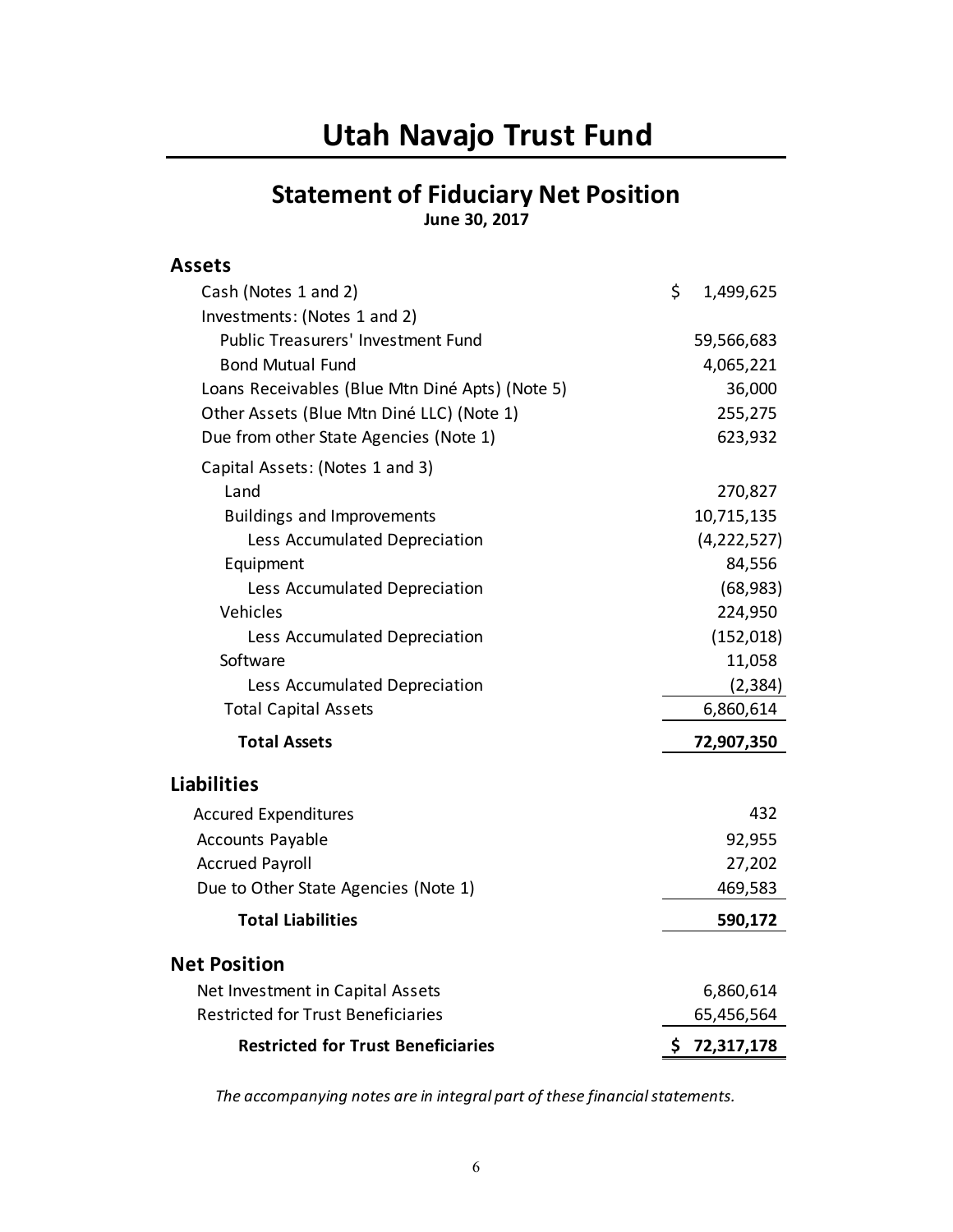# Utah Navajo Trust Fund

## Statement of Fiduciary Net Position

**June 30, 2017**

| | |
|---|---|
| **Assets** | |
| Cash (Notes 1 and 2) | $ 1,499,625 |
| Investments: (Notes 1 and 2) | |
| Public Treasurers' Investment Fund | 59,566,683 |
| Bond Mutual Fund | 4,065,221 |
| Loans Receivables (Blue Mtn Diné Apts) (Note 5) | 36,000 |
| Other Assets (Blue Mtn Diné LLC) (Note 1) | 255,275 |
| Due from other State Agencies (Note 1) | 623,932 |
| Capital Assets: (Notes 1 and 3) | |
| Land | 270,827 |
| Buildings and Improvements | 10,715,135 |
| Less Accumulated Depreciation | (4,222,527) |
| Equipment | 84,556 |
| Less Accumulated Depreciation | (68,983) |
| Vehicles | 224,950 |
| Less Accumulated Depreciation | (152,018) |
| Software | 11,058 |
| Less Accumulated Depreciation | (2,384) |
| Total Capital Assets | 6,860,614 |
| **Total Assets** | **72,907,350** |
| **Liabilities** | |
| Accured Expenditures | 432 |
| Accounts Payable | 92,955 |
| Accrued Payroll | 27,202 |
| Due to Other State Agencies (Note 1) | 469,583 |
| **Total Liabilities** | **590,172** |
| **Net Position** | |
| Net Investment in Capital Assets | 6,860,614 |
| Restricted for Trust Beneficiaries | 65,456,564 |
| **Restricted for Trust Beneficiaries** | **$ 72,317,178** |

*The accompanying notes are in integral part of these financial statements.*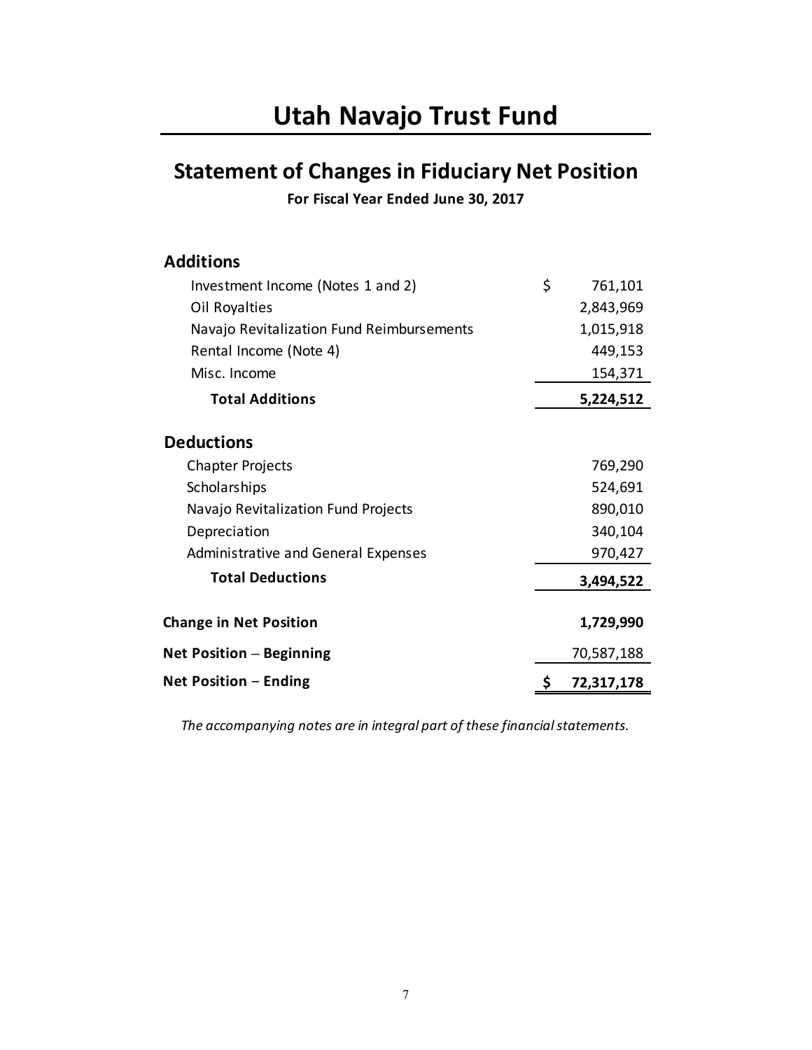# Utah Navajo Trust Fund

## Statement of Changes in Fiduciary Net Position

**For Fiscal Year Ended June 30, 2017**

| | |
|---|---|
| **Additions** | |
| Investment Income (Notes 1 and 2) | $ 761,101 |
| Oil Royalties | 2,843,969 |
| Navajo Revitalization Fund Reimbursements | 1,015,918 |
| Rental Income (Note 4) | 449,153 |
| Misc. Income | 154,371 |
| **Total Additions** | **5,224,512** |
| **Deductions** | |
| Chapter Projects | 769,290 |
| Scholarships | 524,691 |
| Navajo Revitalization Fund Projects | 890,010 |
| Depreciation | 340,104 |
| Administrative and General Expenses | 970,427 |
| **Total Deductions** | **3,494,522** |
| **Change in Net Position** | **1,729,990** |
| **Net Position – Beginning** | 70,587,188 |
| **Net Position – Ending** | **$ 72,317,178** |

*The accompanying notes are in integral part of these financial statements.*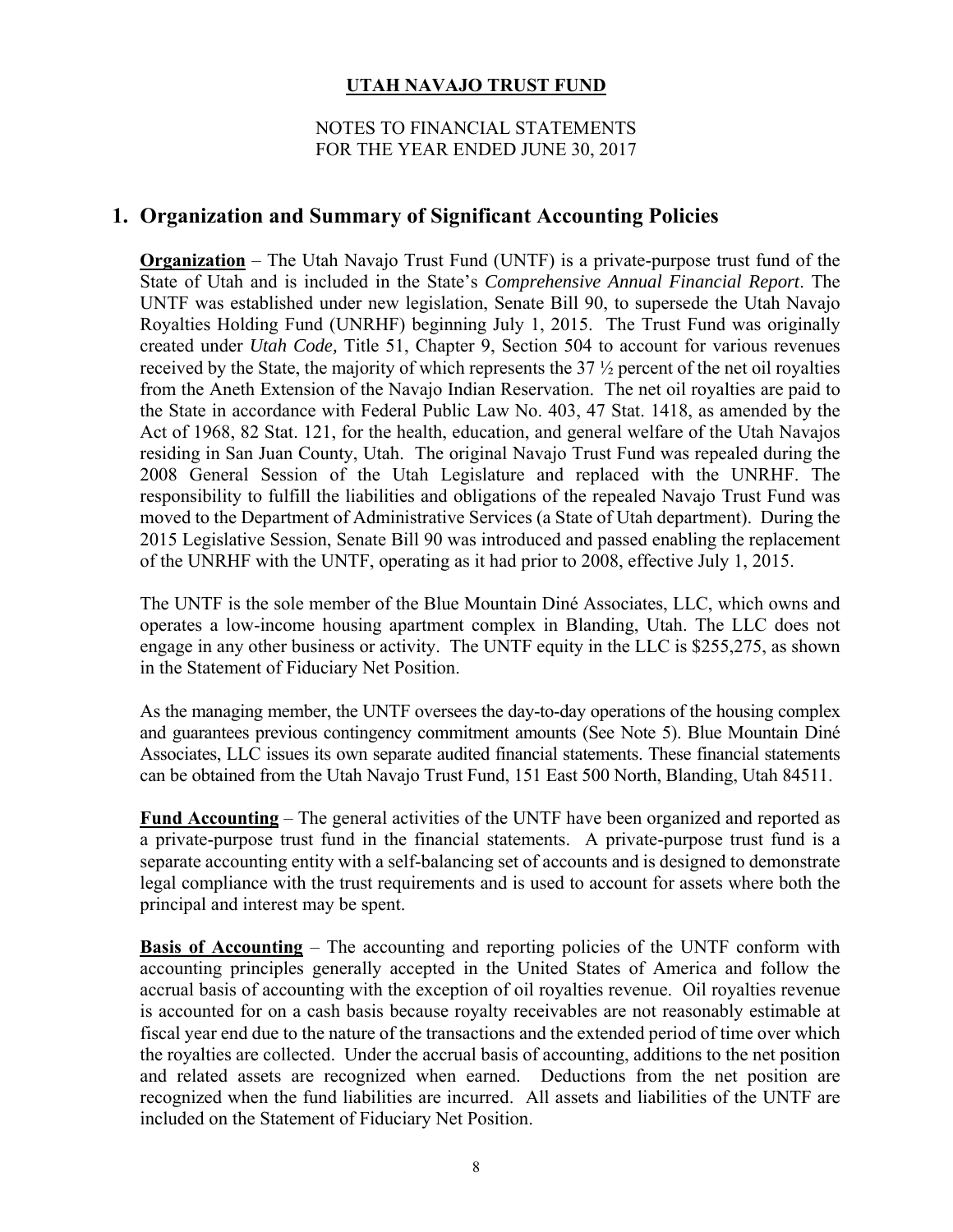**UTAH NAVAJO TRUST FUND**

NOTES TO FINANCIAL STATEMENTS
FOR THE YEAR ENDED JUNE 30, 2017

## 1. Organization and Summary of Significant Accounting Policies

**Organization** – The Utah Navajo Trust Fund (UNTF) is a private-purpose trust fund of the State of Utah and is included in the State's *Comprehensive Annual Financial Report*. The UNTF was established under new legislation, Senate Bill 90, to supersede the Utah Navajo Royalties Holding Fund (UNRHF) beginning July 1, 2015. The Trust Fund was originally created under *Utah Code,* Title 51, Chapter 9, Section 504 to account for various revenues received by the State, the majority of which represents the 37 ½ percent of the net oil royalties from the Aneth Extension of the Navajo Indian Reservation. The net oil royalties are paid to the State in accordance with Federal Public Law No. 403, 47 Stat. 1418, as amended by the Act of 1968, 82 Stat. 121, for the health, education, and general welfare of the Utah Navajos residing in San Juan County, Utah. The original Navajo Trust Fund was repealed during the 2008 General Session of the Utah Legislature and replaced with the UNRHF. The responsibility to fulfill the liabilities and obligations of the repealed Navajo Trust Fund was moved to the Department of Administrative Services (a State of Utah department). During the 2015 Legislative Session, Senate Bill 90 was introduced and passed enabling the replacement of the UNRHF with the UNTF, operating as it had prior to 2008, effective July 1, 2015.

The UNTF is the sole member of the Blue Mountain Diné Associates, LLC, which owns and operates a low-income housing apartment complex in Blanding, Utah. The LLC does not engage in any other business or activity. The UNTF equity in the LLC is $255,275, as shown in the Statement of Fiduciary Net Position.

As the managing member, the UNTF oversees the day-to-day operations of the housing complex and guarantees previous contingency commitment amounts (See Note 5). Blue Mountain Diné Associates, LLC issues its own separate audited financial statements. These financial statements can be obtained from the Utah Navajo Trust Fund, 151 East 500 North, Blanding, Utah 84511.

**Fund Accounting** – The general activities of the UNTF have been organized and reported as a private-purpose trust fund in the financial statements. A private-purpose trust fund is a separate accounting entity with a self-balancing set of accounts and is designed to demonstrate legal compliance with the trust requirements and is used to account for assets where both the principal and interest may be spent.

**Basis of Accounting** – The accounting and reporting policies of the UNTF conform with accounting principles generally accepted in the United States of America and follow the accrual basis of accounting with the exception of oil royalties revenue. Oil royalties revenue is accounted for on a cash basis because royalty receivables are not reasonably estimable at fiscal year end due to the nature of the transactions and the extended period of time over which the royalties are collected. Under the accrual basis of accounting, additions to the net position and related assets are recognized when earned. Deductions from the net position are recognized when the fund liabilities are incurred. All assets and liabilities of the UNTF are included on the Statement of Fiduciary Net Position.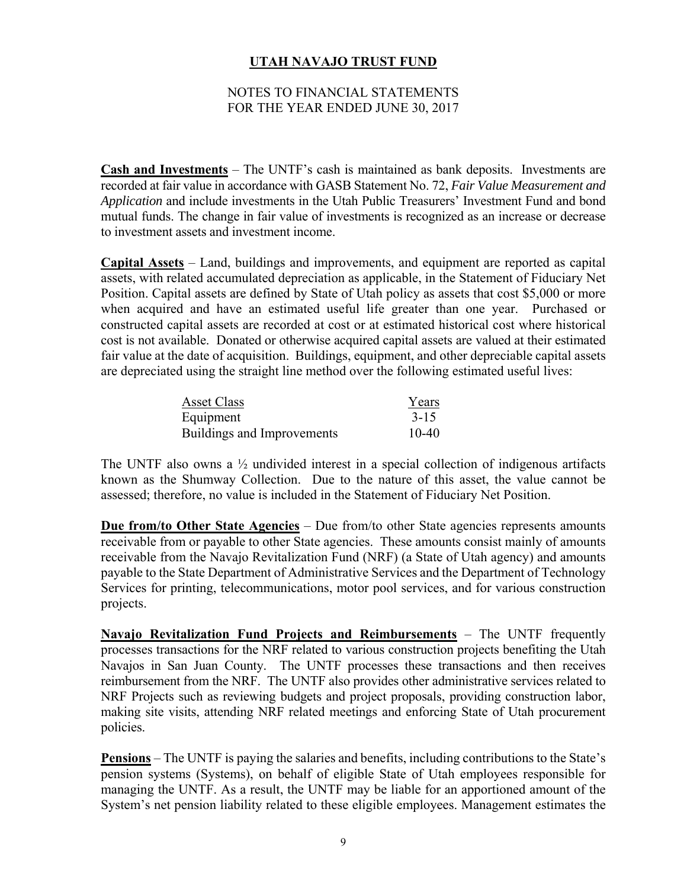# UTAH NAVAJO TRUST FUND

NOTES TO FINANCIAL STATEMENTS
FOR THE YEAR ENDED JUNE 30, 2017

**Cash and Investments** – The UNTF's cash is maintained as bank deposits. Investments are recorded at fair value in accordance with GASB Statement No. 72, *Fair Value Measurement and Application* and include investments in the Utah Public Treasurers' Investment Fund and bond mutual funds. The change in fair value of investments is recognized as an increase or decrease to investment assets and investment income.

**Capital Assets** – Land, buildings and improvements, and equipment are reported as capital assets, with related accumulated depreciation as applicable, in the Statement of Fiduciary Net Position. Capital assets are defined by State of Utah policy as assets that cost $5,000 or more when acquired and have an estimated useful life greater than one year. Purchased or constructed capital assets are recorded at cost or at estimated historical cost where historical cost is not available. Donated or otherwise acquired capital assets are valued at their estimated fair value at the date of acquisition. Buildings, equipment, and other depreciable capital assets are depreciated using the straight line method over the following estimated useful lives:

| Asset Class | Years |
|---|---|
| Equipment | 3-15 |
| Buildings and Improvements | 10-40 |

The UNTF also owns a ½ undivided interest in a special collection of indigenous artifacts known as the Shumway Collection. Due to the nature of this asset, the value cannot be assessed; therefore, no value is included in the Statement of Fiduciary Net Position.

**Due from/to Other State Agencies** – Due from/to other State agencies represents amounts receivable from or payable to other State agencies. These amounts consist mainly of amounts receivable from the Navajo Revitalization Fund (NRF) (a State of Utah agency) and amounts payable to the State Department of Administrative Services and the Department of Technology Services for printing, telecommunications, motor pool services, and for various construction projects.

**Navajo Revitalization Fund Projects and Reimbursements** – The UNTF frequently processes transactions for the NRF related to various construction projects benefiting the Utah Navajos in San Juan County. The UNTF processes these transactions and then receives reimbursement from the NRF. The UNTF also provides other administrative services related to NRF Projects such as reviewing budgets and project proposals, providing construction labor, making site visits, attending NRF related meetings and enforcing State of Utah procurement policies.

**Pensions** – The UNTF is paying the salaries and benefits, including contributions to the State's pension systems (Systems), on behalf of eligible State of Utah employees responsible for managing the UNTF. As a result, the UNTF may be liable for an apportioned amount of the System's net pension liability related to these eligible employees. Management estimates the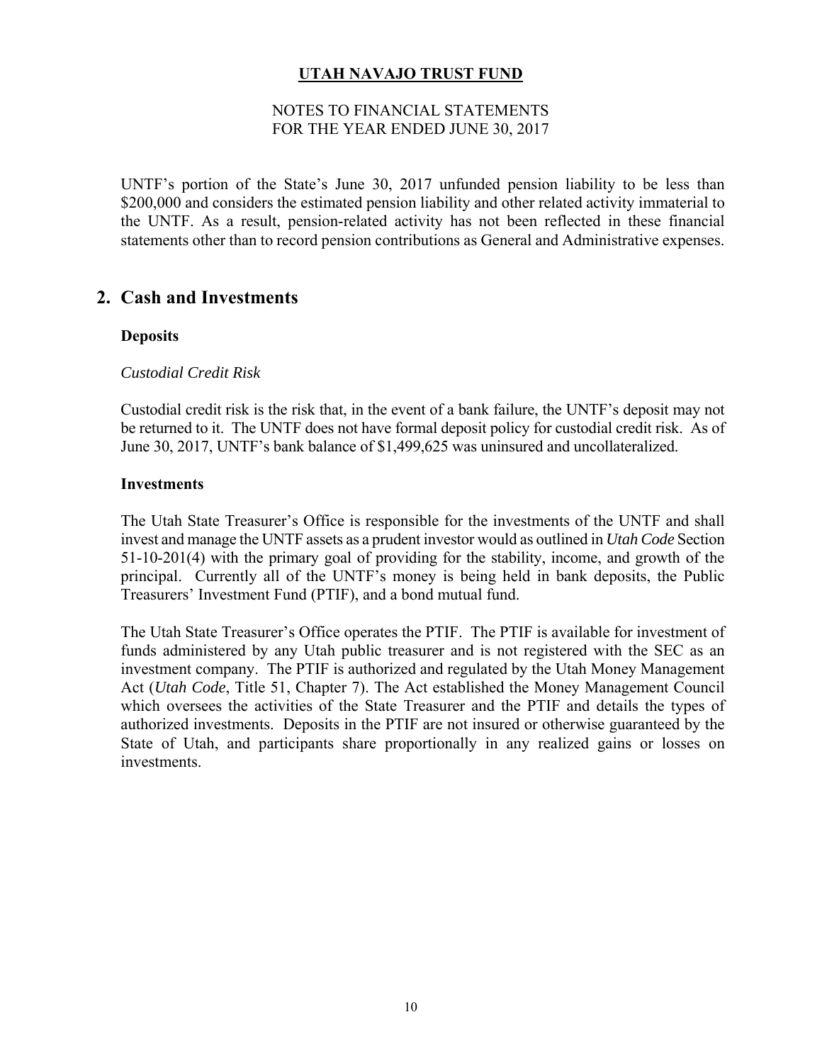UNTF's portion of the State's June 30, 2017 unfunded pension liability to be less than $200,000 and considers the estimated pension liability and other related activity immaterial to the UNTF. As a result, pension-related activity has not been reflected in these financial statements other than to record pension contributions as General and Administrative expenses.

## 2. Cash and Investments

### Deposits

*Custodial Credit Risk*

Custodial credit risk is the risk that, in the event of a bank failure, the UNTF's deposit may not be returned to it. The UNTF does not have formal deposit policy for custodial credit risk. As of June 30, 2017, UNTF's bank balance of $1,499,625 was uninsured and uncollateralized.

### Investments

The Utah State Treasurer's Office is responsible for the investments of the UNTF and shall invest and manage the UNTF assets as a prudent investor would as outlined in *Utah Code* Section 51-10-201(4) with the primary goal of providing for the stability, income, and growth of the principal. Currently all of the UNTF's money is being held in bank deposits, the Public Treasurers' Investment Fund (PTIF), and a bond mutual fund.

The Utah State Treasurer's Office operates the PTIF. The PTIF is available for investment of funds administered by any Utah public treasurer and is not registered with the SEC as an investment company. The PTIF is authorized and regulated by the Utah Money Management Act (*Utah Code*, Title 51, Chapter 7). The Act established the Money Management Council which oversees the activities of the State Treasurer and the PTIF and details the types of authorized investments. Deposits in the PTIF are not insured or otherwise guaranteed by the State of Utah, and participants share proportionally in any realized gains or losses on investments.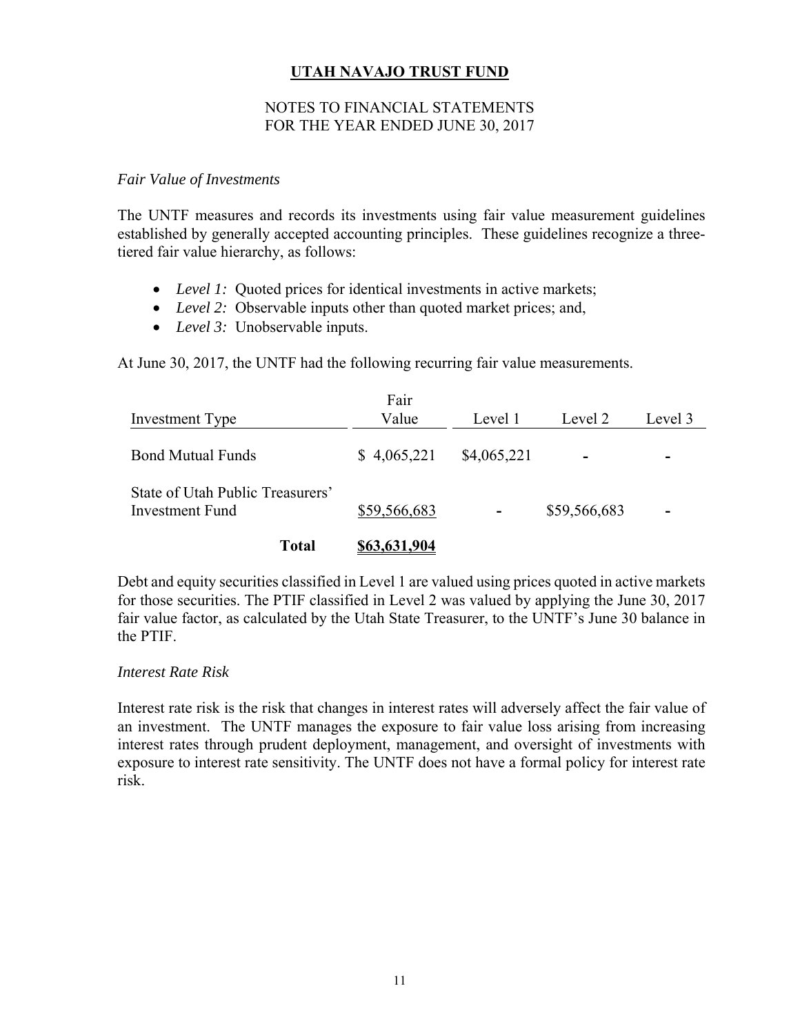# UTAH NAVAJO TRUST FUND

## NOTES TO FINANCIAL STATEMENTS
## FOR THE YEAR ENDED JUNE 30, 2017

### *Fair Value of Investments*

The UNTF measures and records its investments using fair value measurement guidelines established by generally accepted accounting principles. These guidelines recognize a three-tiered fair value hierarchy, as follows:

- *Level 1:* Quoted prices for identical investments in active markets;
- *Level 2:* Observable inputs other than quoted market prices; and,
- *Level 3:* Unobservable inputs.

At June 30, 2017, the UNTF had the following recurring fair value measurements.

| Investment Type | Fair Value | Level 1 | Level 2 | Level 3 |
|---|---|---|---|---|
| Bond Mutual Funds | $ 4,065,221 | $4,065,221 | - | - |
| State of Utah Public Treasurers' Investment Fund | $59,566,683 | - | $59,566,683 | - |
| **Total** | **$63,631,904** | | | |

Debt and equity securities classified in Level 1 are valued using prices quoted in active markets for those securities. The PTIF classified in Level 2 was valued by applying the June 30, 2017 fair value factor, as calculated by the Utah State Treasurer, to the UNTF's June 30 balance in the PTIF.

### *Interest Rate Risk*

Interest rate risk is the risk that changes in interest rates will adversely affect the fair value of an investment. The UNTF manages the exposure to fair value loss arising from increasing interest rates through prudent deployment, management, and oversight of investments with exposure to interest rate sensitivity. The UNTF does not have a formal policy for interest rate risk.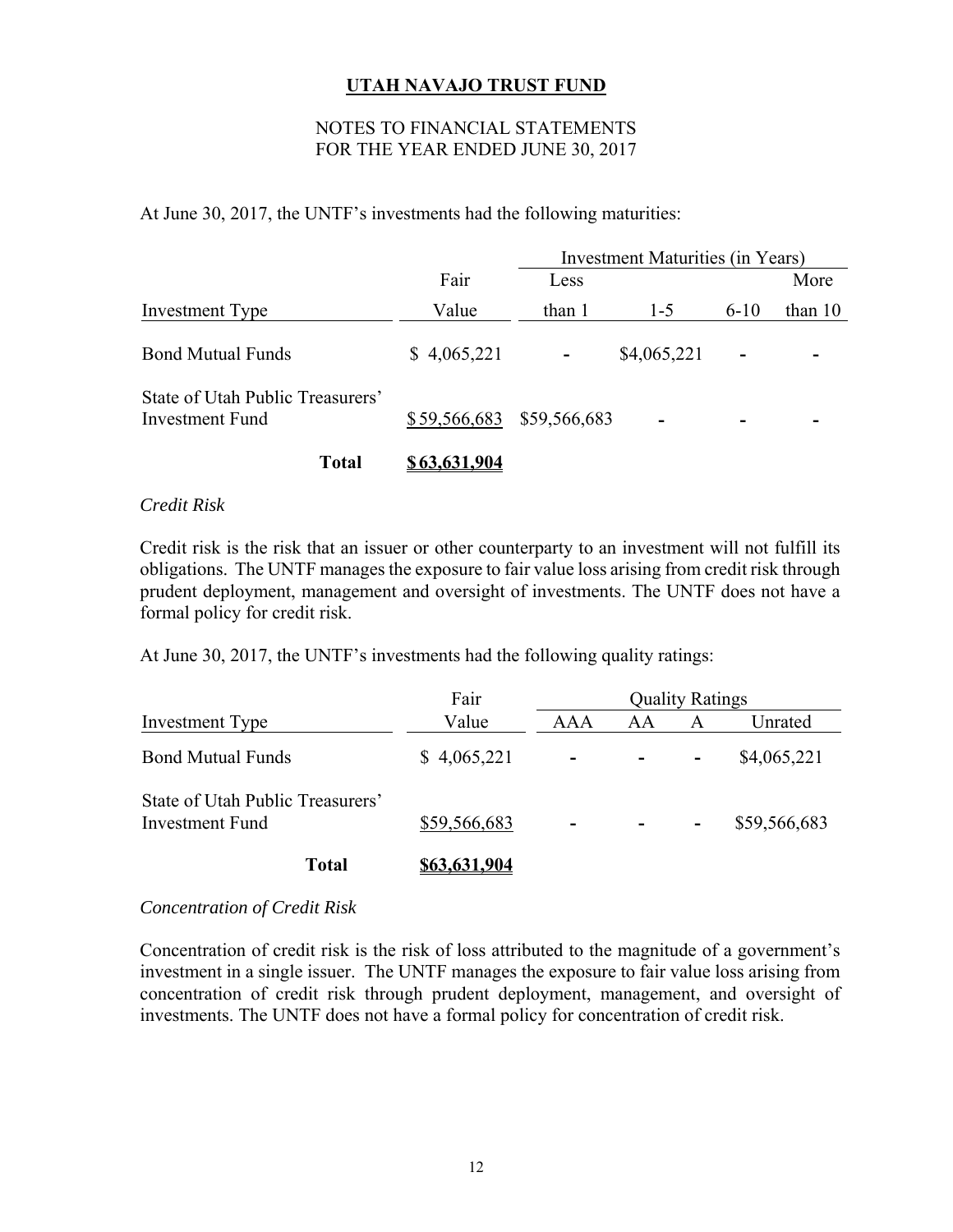At June 30, 2017, the UNTF's investments had the following maturities:

| Investment Type | Fair Value | Investment Maturities (in Years) Less than 1 | 1-5 | 6-10 | More than 10 |
|---|---|---|---|---|---|
| Bond Mutual Funds | $ 4,065,221 | - | $4,065,221 | - | - |
| State of Utah Public Treasurers' Investment Fund | $ 59,566,683 | $59,566,683 | - | - | - |
| **Total** | **$ 63,631,904** | | | | |

*Credit Risk*

Credit risk is the risk that an issuer or other counterparty to an investment will not fulfill its obligations. The UNTF manages the exposure to fair value loss arising from credit risk through prudent deployment, management and oversight of investments. The UNTF does not have a formal policy for credit risk.

At June 30, 2017, the UNTF's investments had the following quality ratings:

| Investment Type | Fair Value | Quality Ratings AAA | AA | A | Unrated |
|---|---|---|---|---|---|
| Bond Mutual Funds | $ 4,065,221 | - | - | - | $4,065,221 |
| State of Utah Public Treasurers' Investment Fund | $59,566,683 | - | - | - | $59,566,683 |
| **Total** | **$63,631,904** | | | | |

*Concentration of Credit Risk*

Concentration of credit risk is the risk of loss attributed to the magnitude of a government's investment in a single issuer. The UNTF manages the exposure to fair value loss arising from concentration of credit risk through prudent deployment, management, and oversight of investments. The UNTF does not have a formal policy for concentration of credit risk.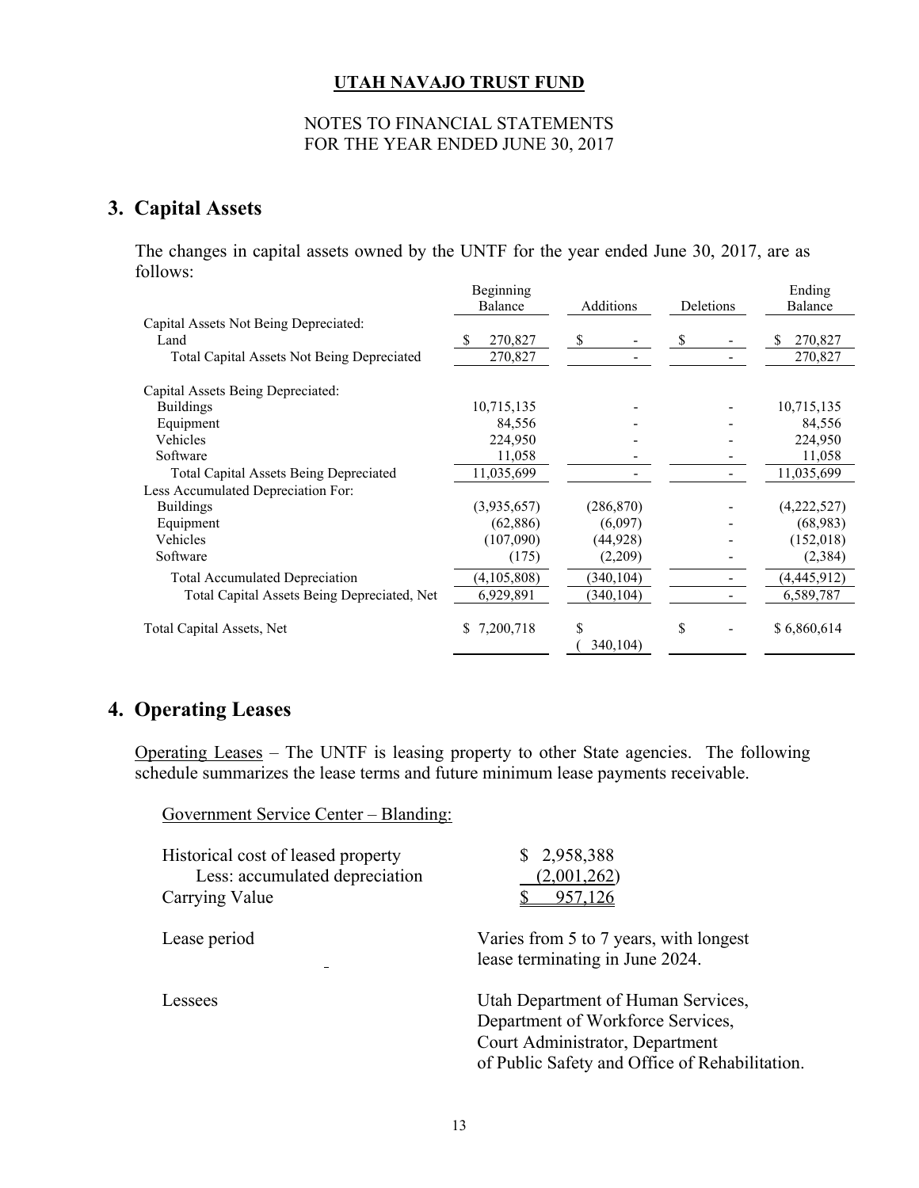**UTAH NAVAJO TRUST FUND**

NOTES TO FINANCIAL STATEMENTS
FOR THE YEAR ENDED JUNE 30, 2017

## 3. Capital Assets

The changes in capital assets owned by the UNTF for the year ended June 30, 2017, are as follows:

| | Beginning Balance | Additions | Deletions | Ending Balance |
|---|---|---|---|---|
| Capital Assets Not Being Depreciated: | | | | |
| Land | $ 270,827 | $ - | $ - | $ 270,827 |
| Total Capital Assets Not Being Depreciated | 270,827 | - | - | 270,827 |
| Capital Assets Being Depreciated: | | | | |
| Buildings | 10,715,135 | - | - | 10,715,135 |
| Equipment | 84,556 | - | - | 84,556 |
| Vehicles | 224,950 | - | - | 224,950 |
| Software | 11,058 | - | - | 11,058 |
| Total Capital Assets Being Depreciated | 11,035,699 | - | - | 11,035,699 |
| Less Accumulated Depreciation For: | | | | |
| Buildings | (3,935,657) | (286,870) | - | (4,222,527) |
| Equipment | (62,886) | (6,097) | - | (68,983) |
| Vehicles | (107,090) | (44,928) | - | (152,018) |
| Software | (175) | (2,209) | - | (2,384) |
| Total Accumulated Depreciation | (4,105,808) | (340,104) | - | (4,445,912) |
| Total Capital Assets Being Depreciated, Net | 6,929,891 | (340,104) | - | 6,589,787 |
| Total Capital Assets, Net | $ 7,200,718 | $ ( 340,104) | $ - | $ 6,860,614 |

## 4. Operating Leases

Operating Leases – The UNTF is leasing property to other State agencies. The following schedule summarizes the lease terms and future minimum lease payments receivable.

Government Service Center – Blanding:

| | |
|---|---|
| Historical cost of leased property | $ 2,958,388 |
| Less: accumulated depreciation | (2,001,262) |
| Carrying Value | $ 957,126 |

| | |
|---|---|
| Lease period | Varies from 5 to 7 years, with longest lease terminating in June 2024. |
| Lessees | Utah Department of Human Services, Department of Workforce Services, Court Administrator, Department of Public Safety and Office of Rehabilitation. |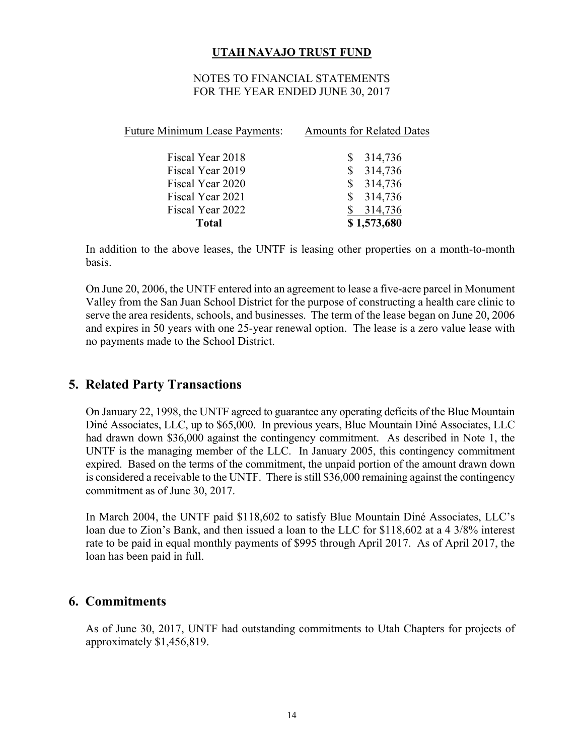| Future Minimum Lease Payments: | Amounts for Related Dates |
| --- | --- |
| Fiscal Year 2018 | $ 314,736 |
| Fiscal Year 2019 | $ 314,736 |
| Fiscal Year 2020 | $ 314,736 |
| Fiscal Year 2021 | $ 314,736 |
| Fiscal Year 2022 | $ 314,736 |
| **Total** | **$ 1,573,680** |

In addition to the above leases, the UNTF is leasing other properties on a month-to-month basis.

On June 20, 2006, the UNTF entered into an agreement to lease a five-acre parcel in Monument Valley from the San Juan School District for the purpose of constructing a health care clinic to serve the area residents, schools, and businesses. The term of the lease began on June 20, 2006 and expires in 50 years with one 25-year renewal option. The lease is a zero value lease with no payments made to the School District.

## 5. Related Party Transactions

On January 22, 1998, the UNTF agreed to guarantee any operating deficits of the Blue Mountain Diné Associates, LLC, up to $65,000. In previous years, Blue Mountain Diné Associates, LLC had drawn down $36,000 against the contingency commitment. As described in Note 1, the UNTF is the managing member of the LLC. In January 2005, this contingency commitment expired. Based on the terms of the commitment, the unpaid portion of the amount drawn down is considered a receivable to the UNTF. There is still $36,000 remaining against the contingency commitment as of June 30, 2017.

In March 2004, the UNTF paid $118,602 to satisfy Blue Mountain Diné Associates, LLC's loan due to Zion's Bank, and then issued a loan to the LLC for $118,602 at a 4 3/8% interest rate to be paid in equal monthly payments of $995 through April 2017. As of April 2017, the loan has been paid in full.

## 6. Commitments

As of June 30, 2017, UNTF had outstanding commitments to Utah Chapters for projects of approximately $1,456,819.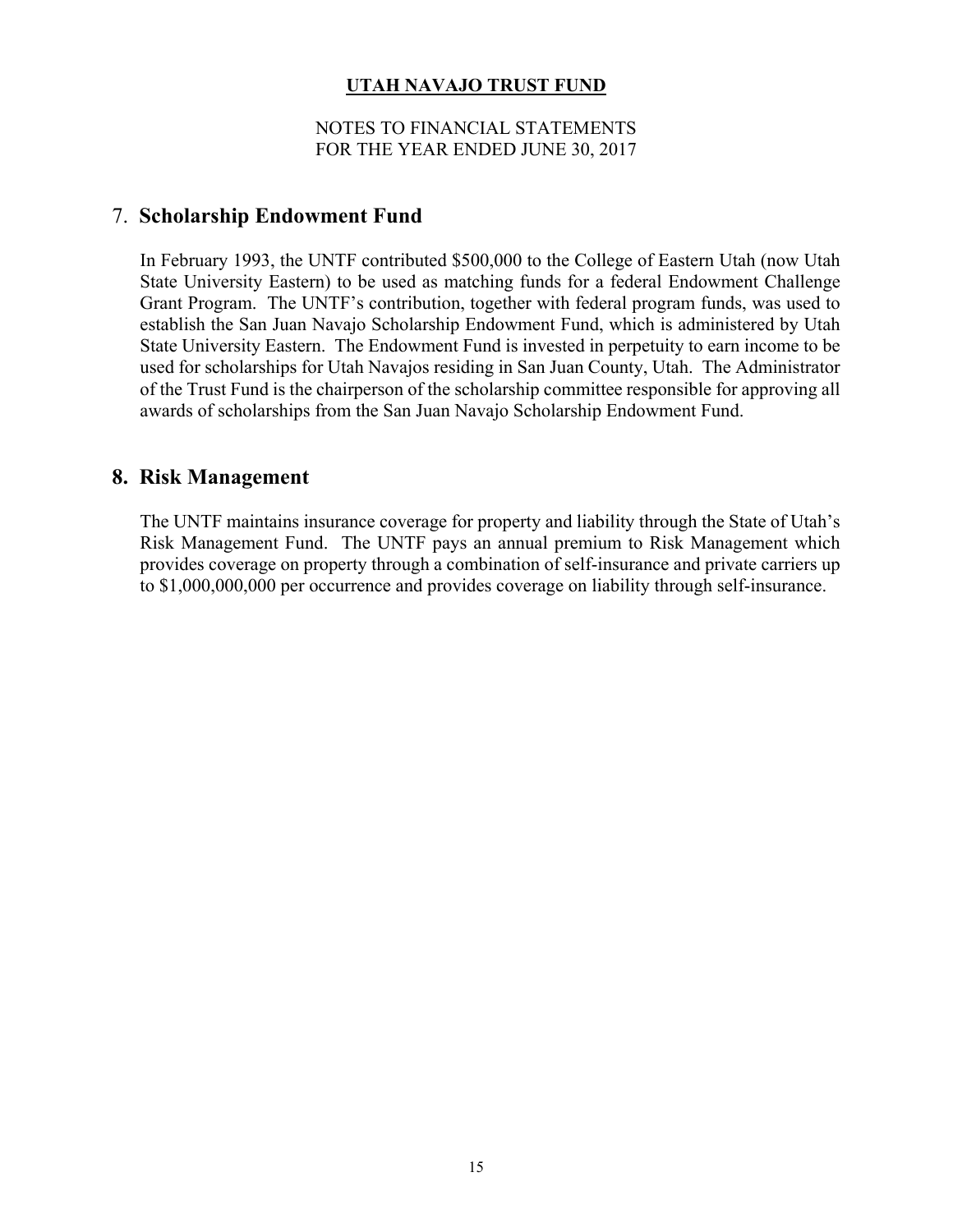## 7. Scholarship Endowment Fund

In February 1993, the UNTF contributed $500,000 to the College of Eastern Utah (now Utah State University Eastern) to be used as matching funds for a federal Endowment Challenge Grant Program. The UNTF's contribution, together with federal program funds, was used to establish the San Juan Navajo Scholarship Endowment Fund, which is administered by Utah State University Eastern. The Endowment Fund is invested in perpetuity to earn income to be used for scholarships for Utah Navajos residing in San Juan County, Utah. The Administrator of the Trust Fund is the chairperson of the scholarship committee responsible for approving all awards of scholarships from the San Juan Navajo Scholarship Endowment Fund.

## 8. Risk Management

The UNTF maintains insurance coverage for property and liability through the State of Utah's Risk Management Fund. The UNTF pays an annual premium to Risk Management which provides coverage on property through a combination of self-insurance and private carriers up to $1,000,000,000 per occurrence and provides coverage on liability through self-insurance.